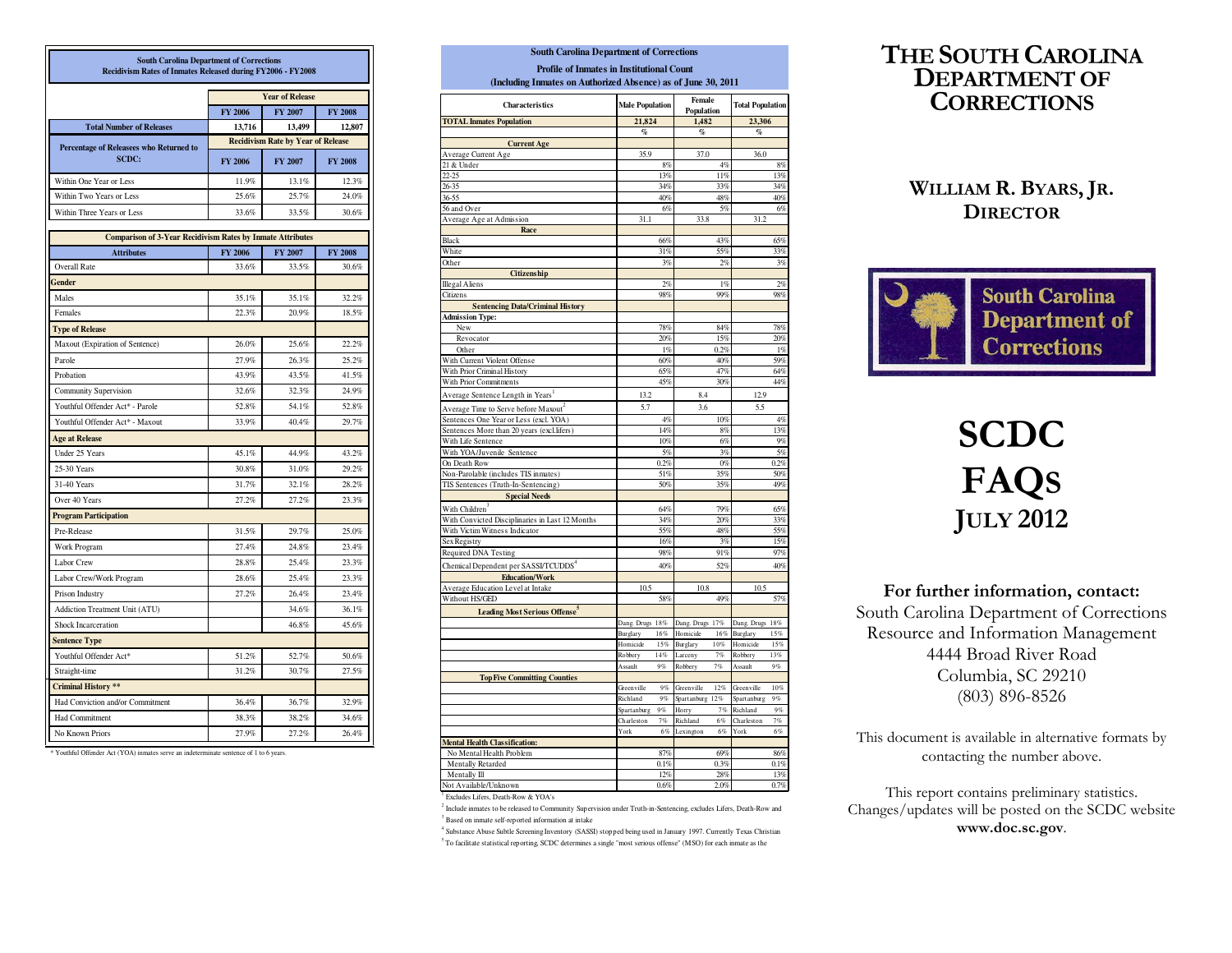**South Carolina Department of Corrections**
**Recidivism Rates of Inmates Released during FY2006 - FY2008**

| | Year of Release | | |
|---|---|---|---|
| | FY 2006 | FY 2007 | FY 2008 |
| **Total Number of Releases** | 13,716 | 13,499 | 12,807 |
| **Percentage of Releasees who Returned to SCDC:** | **Recidivism Rate by Year of Release** | | |
| | FY 2006 | FY 2007 | FY 2008 |
| Within One Year or Less | 11.9% | 13.1% | 12.3% |
| Within Two Years or Less | 25.6% | 25.7% | 24.0% |
| Within Three Years or Less | 33.6% | 33.5% | 30.6% |

**Comparison of 3-Year Recidivism Rates by Inmate Attributes**

| Attributes | FY 2006 | FY 2007 | FY 2008 |
|---|---|---|---|
| Overall Rate | 33.6% | 33.5% | 30.6% |
| **Gender** | | | |
| Males | 35.1% | 35.1% | 32.2% |
| Females | 22.3% | 20.9% | 18.5% |
| **Type of Release** | | | |
| Maxout (Expiration of Sentence) | 26.0% | 25.6% | 22.2% |
| Parole | 27.9% | 26.3% | 25.2% |
| Probation | 43.9% | 43.5% | 41.5% |
| Community Supervision | 32.6% | 32.3% | 24.9% |
| Youthful Offender Act* - Parole | 52.8% | 54.1% | 52.8% |
| Youthful Offender Act* - Maxout | 33.9% | 40.4% | 29.7% |
| **Age at Release** | | | |
| Under 25 Years | 45.1% | 44.9% | 43.2% |
| 25-30 Years | 30.8% | 31.0% | 29.2% |
| 31-40 Years | 31.7% | 32.1% | 28.2% |
| Over 40 Years | 27.2% | 27.2% | 23.3% |
| **Program Participation** | | | |
| Pre-Release | 31.5% | 29.7% | 25.0% |
| Work Program | 27.4% | 24.8% | 23.4% |
| Labor Crew | 28.8% | 25.4% | 23.3% |
| Labor Crew/Work Program | 28.6% | 25.4% | 23.3% |
| Prison Industry | 27.2% | 26.4% | 23.4% |
| Addiction Treatment Unit (ATU) | | 34.6% | 36.1% |
| Shock Incarceration | | 46.8% | 45.6% |
| **Sentence Type** | | | |
| Youthful Offender Act* | 51.2% | 52.7% | 50.6% |
| Straight-time | 31.2% | 30.7% | 27.5% |
| **Criminal History \*\*** | | | |
| Had Conviction and/or Commitment | 36.4% | 36.7% | 32.9% |
| Had Commitment | 38.3% | 38.2% | 34.6% |
| No Known Priors | 27.9% | 27.2% | 26.4% |

\* Youthful Offender Act (YOA) inmates serve an indeterminate sentence of 1 to 6 years.

**South Carolina Department of Corrections**
**Profile of Inmates in Institutional Count**
**(Including Inmates on Authorized Absence) as of June 30, 2011**

| Characteristics | Male Population | Female Population | Total Population |
|---|---|---|---|
| **TOTAL Inmates Population** | 21,824 | 1,482 | 23,306 |
| | % | % | % |
| **Current Age** | | | |
| Average Current Age | 35.9 | 37.0 | 36.0 |
| 21 & Under | 8% | 4% | 8% |
| 22-25 | 13% | 11% | 13% |
| 26-35 | 34% | 33% | 34% |
| 36-55 | 40% | 48% | 40% |
| 56 and Over | 6% | 5% | 6% |
| Average Age at Admission | 31.1 | 33.8 | 31.2 |
| **Race** | | | |
| Black | 66% | 43% | 65% |
| White | 31% | 55% | 33% |
| Other | 3% | 2% | 3% |
| **Citizenship** | | | |
| Illegal Aliens | 2% | 1% | 2% |
| Citizens | 98% | 99% | 98% |
| **Sentencing Data/Criminal History** | | | |
| **Admission Type:** | | | |
| New | 78% | 84% | 78% |
| Revocator | 20% | 15% | 20% |
| Other | 1% | 0.2% | 1% |
| With Current Violent Offense | 60% | 40% | 59% |
| With Prior Criminal History | 65% | 47% | 64% |
| With Prior Commitments | 45% | 30% | 44% |
| Average Sentence Length in Years[1] | 13.2 | 8.4 | 12.9 |
| Average Time to Serve before Maxout[2] | 5.7 | 3.6 | 5.5 |
| Sentences One Year or Less (excl. YOA) | 4% | 10% | 4% |
| Sentences More than 20 years (excl.lifers) | 14% | 8% | 13% |
| With Life Sentence | 10% | 6% | 9% |
| With YOA/Juvenile Sentence | 5% | 3% | 5% |
| On Death Row | 0.2% | 0% | 0.2% |
| Non-Parolable (includes TIS inmates) | 51% | 35% | 50% |
| TIS Sentences (Truth-In-Sentencing) | 50% | 35% | 49% |
| **Special Needs** | | | |
| With Children[3] | 64% | 79% | 65% |
| With Convicted Disciplinaries in Last 12 Months | 34% | 20% | 33% |
| With Victim Witness Indicator | 55% | 48% | 55% |
| Sex Registry | 16% | 3% | 15% |
| Required DNA Testing | 98% | 91% | 97% |
| Chemical Dependent per SASSI/TCUDDS[4] | 40% | 52% | 40% |
| **Education/Work** | | | |
| Average Education Level at Intake | 10.5 | 10.8 | 10.5 |
| Without HS/GED | 58% | 49% | 57% |
| **Leading Most Serious Offense[5]** | | | |
| | Dang. Drugs 18% | Dang. Drugs 17% | Dang. Drugs 18% |
| | Burglary 16% | Homicide 16% | Burglary 15% |
| | Homicide 15% | Burglary 10% | Homicide 15% |
| | Robbery 14% | Larceny 7% | Robbery 13% |
| | Assault 9% | Robbery 7% | Assault 9% |
| **Top Five Committing Counties** | | | |
| | Greenville 9% | Greenville 12% | Greenville 10% |
| | Richland 9% | Spartanburg 12% | Spartanburg 9% |
| | Spartanburg 9% | Horry 7% | Richland 9% |
| | Charleston 7% | Richland 6% | Charleston 7% |
| | York 6% | Lexington 6% | York 6% |
| **Mental Health Classification:** | | | |
| No Mental Health Problem | 87% | 69% | 86% |
| Mentally Retarded | 0.1% | 0.3% | 0.1% |
| Mentally Ill | 12% | 28% | 13% |
| Not Available/Unknown | 0.6% | 2.0% | 0.7% |

[1] Excludes Lifers, Death-Row & YOA's

[2] Include inmates to be released to Community Supervision under Truth-in-Sentencing, excludes Lifers, Death-Row and

[3] Based on inmate self-reported information at intake

[4] Substance Abuse Subtle Screening Inventory (SASSI) stopped being used in January 1997. Currently Texas Christian

[5] To facilitate statistical reporting, SCDC determines a single "most serious offense" (MSO) for each inmate as the

# THE SOUTH CAROLINA DEPARTMENT OF CORRECTIONS

## WILLIAM R. BYARS, JR. DIRECTOR

South Carolina Department of Corrections

# SCDC FAQS

## JULY 2012

**For further information, contact:**

South Carolina Department of Corrections
Resource and Information Management
4444 Broad River Road
Columbia, SC 29210
(803) 896-8526

This document is available in alternative formats by contacting the number above.

This report contains preliminary statistics. Changes/updates will be posted on the SCDC website **www.doc.sc.gov**.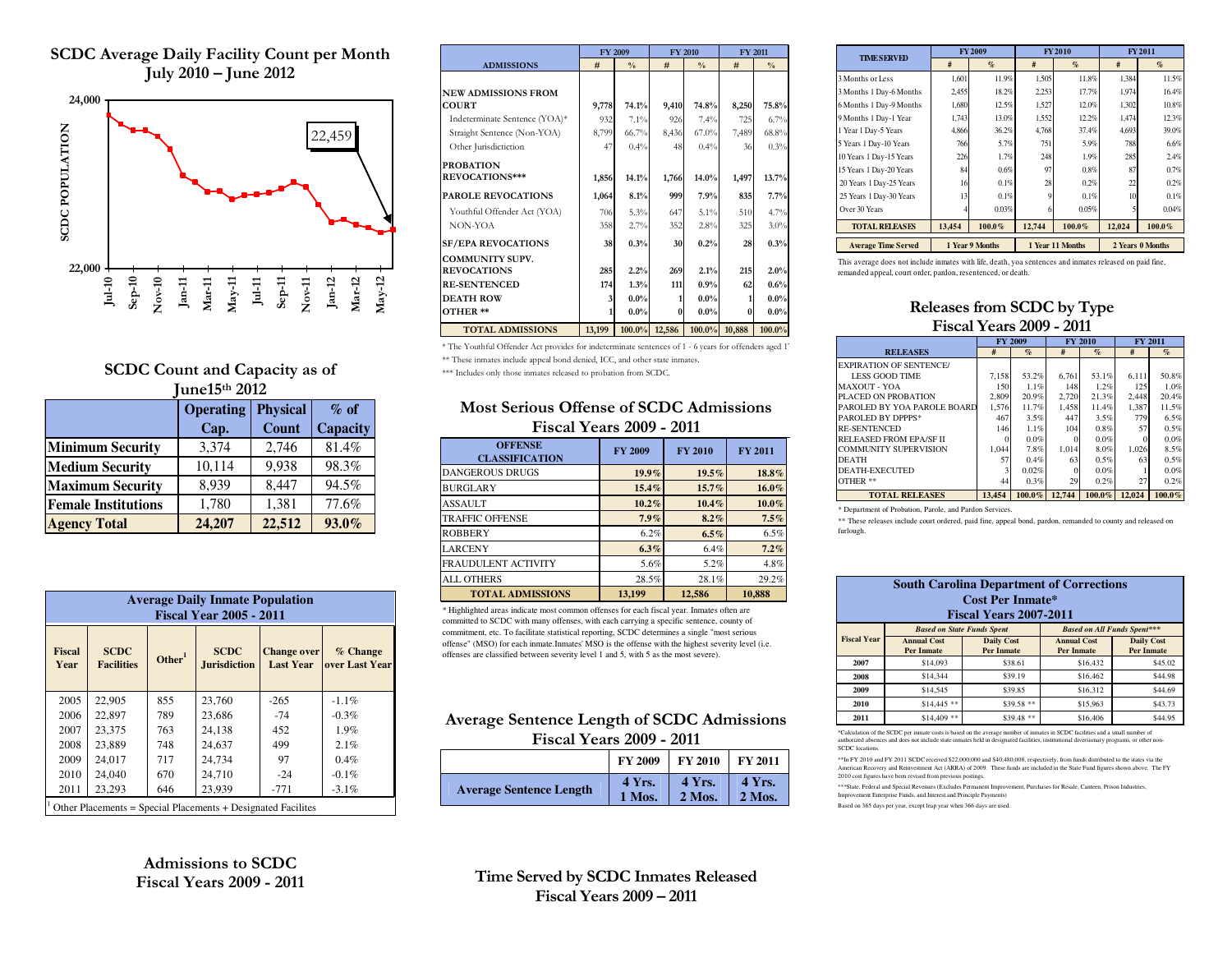## SCDC Average Daily Facility Count per Month July 2010 – June 2012

SCDC POPULATION

24,000

22,000

22,459

Jul-10 Sep-10 Nov-10 Jan-11 Mar-11 May-11 Jul-11 Sep-11 Nov-11 Jan-12 Mar-12 May-12

## SCDC Count and Capacity as of June15th 2012

| | Operating Cap. | Physical Count | % of Capacity |
|---|---|---|---|
| Minimum Security | 3,374 | 2,746 | 81.4% |
| Medium Security | 10,114 | 9,938 | 98.3% |
| Maximum Security | 8,939 | 8,447 | 94.5% |
| Female Institutions | 1,780 | 1,381 | 77.6% |
| **Agency Total** | **24,207** | **22,512** | **93.0%** |

## Average Daily Inmate Population Fiscal Year 2005 - 2011

| Fiscal Year | SCDC Facilities | Other[1] | SCDC Jurisdiction | Change over Last Year | % Change over Last Year |
|---|---|---|---|---|---|
| 2005 | 22,905 | 855 | 23,760 | -265 | -1.1% |
| 2006 | 22,897 | 789 | 23,686 | -74 | -0.3% |
| 2007 | 23,375 | 763 | 24,138 | 452 | 1.9% |
| 2008 | 23,889 | 748 | 24,637 | 499 | 2.1% |
| 2009 | 24,017 | 717 | 24,734 | 97 | 0.4% |
| 2010 | 24,040 | 670 | 24,710 | -24 | -0.1% |
| 2011 | 23,293 | 646 | 23,939 | -771 | -3.1% |

[1] Other Placements = Special Placements + Designated Facilites

## Admissions to SCDC Fiscal Years 2009 - 2011

| ADMISSIONS | FY 2009 # | FY 2009 % | FY 2010 # | FY 2010 % | FY 2011 # | FY 2011 % |
|---|---|---|---|---|---|---|
| **NEW ADMISSIONS FROM COURT** | **9,778** | **74.1%** | **9,410** | **74.8%** | **8,250** | **75.8%** |
| Indeterminate Sentence (YOA)* | 932 | 7.1% | 926 | 7.4% | 725 | 6.7% |
| Straight Sentence (Non-YOA) | 8,799 | 66.7% | 8,436 | 67.0% | 7,489 | 68.8% |
| Other Jurisdiction | 47 | 0.4% | 48 | 0.4% | 36 | 0.3% |
| **PROBATION REVOCATIONS*** ** | **1,856** | **14.1%** | **1,766** | **14.0%** | **1,497** | **13.7%** |
| **PAROLE REVOCATIONS** | **1,064** | **8.1%** | **999** | **7.9%** | **835** | **7.7%** |
| Youthful Offender Act (YOA) | 706 | 5.3% | 647 | 5.1% | 510 | 4.7% |
| NON-YOA | 358 | 2.7% | 352 | 2.8% | 325 | 3.0% |
| **SF/EPA REVOCATIONS** | **38** | **0.3%** | **30** | **0.2%** | **28** | **0.3%** |
| **COMMUNITY SUPV. REVOCATIONS** | **285** | **2.2%** | **269** | **2.1%** | **215** | **2.0%** |
| **RE-SENTENCED** | **174** | **1.3%** | **111** | **0.9%** | **62** | **0.6%** |
| **DEATH ROW** | **3** | **0.0%** | **1** | **0.0%** | **1** | **0.0%** |
| **OTHER **** | **1** | **0.0%** | **0** | **0.0%** | **0** | **0.0%** |
| **TOTAL ADMISSIONS** | **13,199** | **100.0%** | **12,586** | **100.0%** | **10,888** | **100.0%** |

\* The Youthful Offender Act provides for indeterminate sentences of 1 - 6 years for offenders aged 1

** These inmates include appeal bond denied, ICC, and other state inmates.

*** Includes only those inmates released to probation from SCDC.

## Most Serious Offense of SCDC Admissions Fiscal Years 2009 - 2011

| OFFENSE CLASSIFICATION | FY 2009 | FY 2010 | FY 2011 |
|---|---|---|---|
| DANGEROUS DRUGS | **19.9%** | **19.5%** | **18.8%** |
| BURGLARY | **15.4%** | **15.7%** | **16.0%** |
| ASSAULT | **10.2%** | **10.4%** | **10.0%** |
| TRAFFIC OFFENSE | **7.9%** | **8.2%** | **7.5%** |
| ROBBERY | 6.2% | **6.5%** | 6.5% |
| LARCENY | **6.3%** | 6.4% | **7.2%** |
| FRAUDULENT ACTIVITY | 5.6% | 5.2% | 4.8% |
| ALL OTHERS | 28.5% | 28.1% | 29.2% |
| **TOTAL ADMISSIONS** | **13,199** | **12,586** | **10,888** |

\* Highlighted areas indicate most common offenses for each fiscal year. Inmates often are committed to SCDC with many offenses, with each carrying a specific sentence, county of commitment, etc. To facilitate statistical reporting, SCDC determines a single "most serious offense" (MSO) for each inmate.Inmates' MSO is the offense with the highest severity level (i.e. offenses are classified between severity level 1 and 5, with 5 as the most severe).

## Average Sentence Length of SCDC Admissions Fiscal Years 2009 - 2011

| | FY 2009 | FY 2010 | FY 2011 |
|---|---|---|---|
| **Average Sentence Length** | **4 Yrs. 1 Mos.** | **4 Yrs. 2 Mos.** | **4 Yrs. 2 Mos.** |

## Time Served by SCDC Inmates Released Fiscal Years 2009 – 2011

| TIME SERVED | FY 2009 # | FY 2009 % | FY 2010 # | FY 2010 % | FY 2011 # | FY 2011 % |
|---|---|---|---|---|---|---|
| 3 Months or Less | 1,601 | 11.9% | 1,505 | 11.8% | 1,384 | 11.5% |
| 3 Months 1 Day-6 Months | 2,455 | 18.2% | 2,253 | 17.7% | 1,974 | 16.4% |
| 6 Months 1 Day-9 Months | 1,680 | 12.5% | 1,527 | 12.0% | 1,302 | 10.8% |
| 9 Months 1 Day-1 Year | 1,743 | 13.0% | 1,552 | 12.2% | 1,474 | 12.3% |
| 1 Year 1 Day-5 Years | 4,866 | 36.2% | 4,768 | 37.4% | 4,693 | 39.0% |
| 5 Years 1 Day-10 Years | 766 | 5.7% | 751 | 5.9% | 788 | 6.6% |
| 10 Years 1 Day-15 Years | 226 | 1.7% | 248 | 1.9% | 285 | 2.4% |
| 15 Years 1 Day-20 Years | 84 | 0.6% | 97 | 0.8% | 87 | 0.7% |
| 20 Years 1 Day-25 Years | 16 | 0.1% | 28 | 0.2% | 22 | 0.2% |
| 25 Years 1 Day-30 Years | 13 | 0.1% | 9 | 0.1% | 10 | 0.1% |
| Over 30 Years | 4 | 0.03% | 6 | 0.05% | 5 | 0.04% |
| **TOTAL RELEASES** | **13,454** | **100.0%** | **12,744** | **100.0%** | **12,024** | **100.0%** |
| **Average Time Served** | **1 Year 9 Months** | | **1 Year 11 Months** | | **2 Years 0 Months** | |

This average does not include inmates with life, death, yoa sentences and inmates released on paid fine, remanded appeal, court order, pardon, resentenced, or death.

## Releases from SCDC by Type Fiscal Years 2009 - 2011

| RELEASES | FY 2009 # | FY 2009 % | FY 2010 # | FY 2010 % | FY 2011 # | FY 2011 % |
|---|---|---|---|---|---|---|
| EXPIRATION OF SENTENCE/ LESS GOOD TIME | 7,158 | 53.2% | 6,761 | 53.1% | 6,111 | 50.8% |
| MAXOUT - YOA | 150 | 1.1% | 148 | 1.2% | 125 | 1.0% |
| PLACED ON PROBATION | 2,809 | 20.9% | 2,720 | 21.3% | 2,448 | 20.4% |
| PAROLED BY YOA PAROLE BOARD | 1,576 | 11.7% | 1,458 | 11.4% | 1,387 | 11.5% |
| PAROLED BY DPPPS* | 467 | 3.5% | 447 | 3.5% | 779 | 6.5% |
| RE-SENTENCED | 146 | 1.1% | 104 | 0.8% | 57 | 0.5% |
| RELEASED FROM EPA/SF II | 0 | 0.0% | 0 | 0.0% | 0 | 0.0% |
| COMMUNITY SUPERVISION | 1,044 | 7.8% | 1,014 | 8.0% | 1,026 | 8.5% |
| DEATH | 57 | 0.4% | 63 | 0.5% | 63 | 0.5% |
| DEATH-EXECUTED | 3 | 0.02% | 0 | 0.0% | 1 | 0.0% |
| OTHER ** | 44 | 0.3% | 29 | 0.2% | 27 | 0.2% |
| **TOTAL RELEASES** | **13,454** | **100.0%** | **12,744** | **100.0%** | **12,024** | **100.0%** |

\* Department of Probation, Parole, and Pardon Services.

** These releases include court ordered, paid fine, appeal bond, pardon, remanded to county and released on furlough.

## South Carolina Department of Corrections Cost Per Inmate* Fiscal Years 2007-2011

| Fiscal Year | Based on State Funds Spent: Annual Cost Per Inmate | Based on State Funds Spent: Daily Cost Per Inmate | Based on All Funds Spent***: Annual Cost Per Inmate | Based on All Funds Spent***: Daily Cost Per Inmate |
|---|---|---|---|---|
| 2007 | $14,093 | $38.61 | $16,432 | $45.02 |
| 2008 | $14,344 | $39.19 | $16,462 | $44.98 |
| 2009 | $14,545 | $39.85 | $16,312 | $44.69 |
| 2010 | $14,445 ** | $39.58 ** | $15,963 | $43.73 |
| 2011 | $14,409 ** | $39.48 ** | $16,406 | $44.95 |

*Calculation of the SCDC per inmate costs is based on the average number of inmates in SCDC facilities and a small number of authorized absences and does not include state inmates held in designated facilities, institutional diversionary programs, or other non-SCDC locations.

**In FY 2010 and FY 2011 SCDC received $22,000,000 and $40,480,008, respectively, from funds distributed to the states via the American Recovery and Reinvestment Act (ARRA) of 2009. These funds are included in the State Fund figures shown above. The FY 2010 cost figures have been revised from previous postings.

***State, Federal and Special Revenues (Excludes Permanent Improvement, Purchases for Resale, Canteen, Prison Industries, Improvement Enterprise Funds, and Interest and Principle Payments)

Based on 365 days per year, except leap year when 366 days are used.